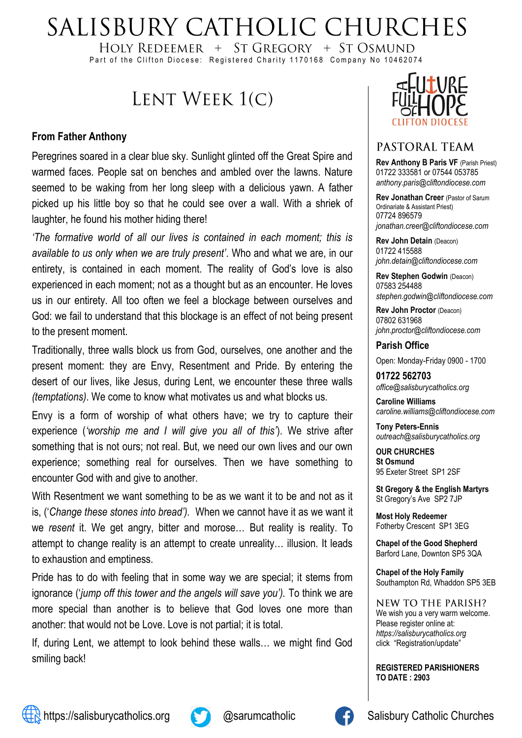# SALISBURY CATHOLIC CHURCHES

HOLY REDEEMER + ST GREGORY + ST OSMUND

Part of the Clifton Diocese: Registered Charity 1170168 Company No 10462074

## LENT WEEK 1(C)

### From Father Anthony

Peregrines soared in a clear blue sky. Sunlight glinted off the Great Spire and warmed faces. People sat on benches and ambled over the lawns. Nature seemed to be waking from her long sleep with a delicious yawn. A father picked up his little boy so that he could see over a wall. With a shriek of laughter, he found his mother hiding there!

*'The formative world of all our lives is contained in each moment; this is available to us only when we are truly present'*. Who and what we are, in our entirety, is contained in each moment. The reality of God's love is also experienced in each moment; not as a thought but as an encounter. He loves us in our entirety. All too often we feel a blockage between ourselves and God: we fail to understand that this blockage is an effect of not being present to the present moment.

Traditionally, three walls block us from God, ourselves, one another and the present moment: they are Envy, Resentment and Pride. By entering the desert of our lives, like Jesus, during Lent, we encounter these three walls *(temptations)*. We come to know what motivates us and what blocks us.

Envy is a form of worship of what others have; we try to capture their experience (*'worship me and I will give you all of this'*). We strive after something that is not ours; not real. But, we need our own lives and our own experience; something real for ourselves. Then we have something to encounter God with and give to another.

With Resentment we want something to be as we want it to be and not as it is, ('*Change these stones into bread')*. When we cannot have it as we want it we *resent* it. We get angry, bitter and morose… But reality is reality. To attempt to change reality is an attempt to create unreality… illusion. It leads to exhaustion and emptiness.

Pride has to do with feeling that in some way we are special; it stems from ignorance ('*jump off this tower and the angels will save you')*. To think we are more special than another is to believe that God loves one more than another: that would not be Love. Love is not partial; it is total.

If, during Lent, we attempt to look behind these walls… we might find God smiling back!

A FUTURE FULL OF HOPE — CLIFTON DIOCESE

## PASTORAL TEAM

**Rev Anthony B Paris VF** (Parish Priest)
01722 333581 or 07544 053785
*anthony.paris@cliftondiocese.com*

**Rev Jonathan Creer** (Pastor of Sarum Ordinariate & Assistant Priest)
07724 896579
*jonathan.creer@cliftondiocese.com*

**Rev John Detain** (Deacon)
01722 415588
*john.detain@cliftondiocese.com*

**Rev Stephen Godwin** (Deacon)
07583 254488
*stephen.godwin@cliftondiocese.com*

**Rev John Proctor** (Deacon)
07802 631968
*john.proctor@cliftondiocese.com*

### Parish Office

Open: Monday-Friday 0900 - 1700

**01722 562703**
*office@salisburycatholics.org*

**Caroline Williams**
*caroline.williams@cliftondiocese.com*

**Tony Peters-Ennis**
*outreach@salisburycatholics.org*

**OUR CHURCHES**

**St Osmund**
95 Exeter Street SP1 2SF

**St Gregory & the English Martyrs**
St Gregory's Ave SP2 7JP

**Most Holy Redeemer**
Fotherby Crescent SP1 3EG

**Chapel of the Good Shepherd**
Barford Lane, Downton SP5 3QA

**Chapel of the Holy Family**
Southampton Rd, Whaddon SP5 3EB

## NEW TO THE PARISH?

We wish you a very warm welcome.
Please register online at:
*https://salisburycatholics.org*
click "Registration/update"

**REGISTERED PARISHIONERS TO DATE : 2903**

https://salisburycatholics.org | @sarumcatholic | Salisbury Catholic Churches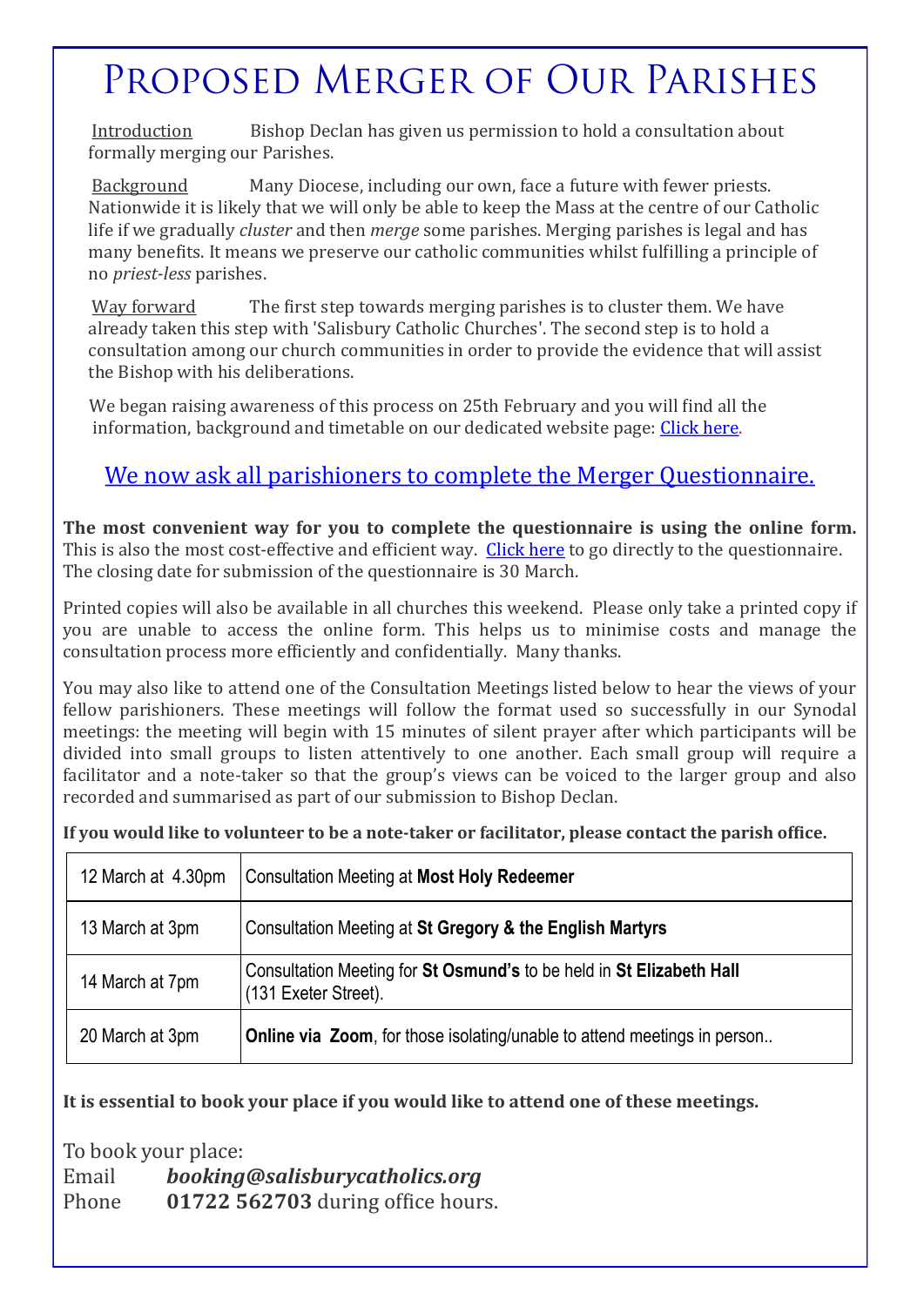# Proposed Merger of Our Parishes

Introduction Bishop Declan has given us permission to hold a consultation about formally merging our Parishes.

Background Many Diocese, including our own, face a future with fewer priests. Nationwide it is likely that we will only be able to keep the Mass at the centre of our Catholic life if we gradually *cluster* and then *merge* some parishes. Merging parishes is legal and has many benefits. It means we preserve our catholic communities whilst fulfilling a principle of no *priest-less* parishes.

Way forward The first step towards merging parishes is to cluster them. We have already taken this step with 'Salisbury Catholic Churches'. The second step is to hold a consultation among our church communities in order to provide the evidence that will assist the Bishop with his deliberations.

We began raising awareness of this process on 25th February and you will find all the information, background and timetable on our dedicated website page: Click here.

## We now ask all parishioners to complete the Merger Questionnaire.

**The most convenient way for you to complete the questionnaire is using the online form.** This is also the most cost-effective and efficient way. Click here to go directly to the questionnaire. The closing date for submission of the questionnaire is 30 March.

Printed copies will also be available in all churches this weekend. Please only take a printed copy if you are unable to access the online form. This helps us to minimise costs and manage the consultation process more efficiently and confidentially. Many thanks.

You may also like to attend one of the Consultation Meetings listed below to hear the views of your fellow parishioners. These meetings will follow the format used so successfully in our Synodal meetings: the meeting will begin with 15 minutes of silent prayer after which participants will be divided into small groups to listen attentively to one another. Each small group will require a facilitator and a note-taker so that the group's views can be voiced to the larger group and also recorded and summarised as part of our submission to Bishop Declan.

**If you would like to volunteer to be a note-taker or facilitator, please contact the parish office.**

| | |
|---|---|
| 12 March at 4.30pm | Consultation Meeting at **Most Holy Redeemer** |
| 13 March at 3pm | Consultation Meeting at **St Gregory & the English Martyrs** |
| 14 March at 7pm | Consultation Meeting for **St Osmund's** to be held in **St Elizabeth Hall** (131 Exeter Street). |
| 20 March at 3pm | **Online via Zoom**, for those isolating/unable to attend meetings in person.. |

**It is essential to book your place if you would like to attend one of these meetings.**

To book your place:
Email ***booking@salisburycatholics.org***
Phone **01722 562703** during office hours.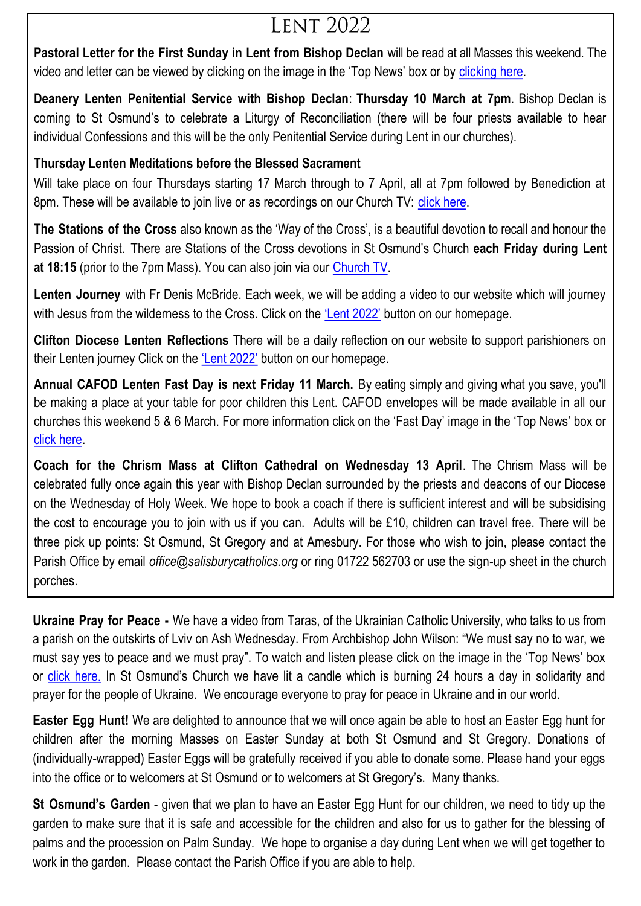# Lent 2022

**Pastoral Letter for the First Sunday in Lent from Bishop Declan** will be read at all Masses this weekend. The video and letter can be viewed by clicking on the image in the 'Top News' box or by clicking here.

**Deanery Lenten Penitential Service with Bishop Declan**: **Thursday 10 March at 7pm**. Bishop Declan is coming to St Osmund's to celebrate a Liturgy of Reconciliation (there will be four priests available to hear individual Confessions and this will be the only Penitential Service during Lent in our churches).

**Thursday Lenten Meditations before the Blessed Sacrament**
Will take place on four Thursdays starting 17 March through to 7 April, all at 7pm followed by Benediction at 8pm. These will be available to join live or as recordings on our Church TV: click here.

**The Stations of the Cross** also known as the 'Way of the Cross', is a beautiful devotion to recall and honour the Passion of Christ. There are Stations of the Cross devotions in St Osmund's Church **each Friday during Lent at 18:15** (prior to the 7pm Mass). You can also join via our Church TV.

**Lenten Journey** with Fr Denis McBride. Each week, we will be adding a video to our website which will journey with Jesus from the wilderness to the Cross. Click on the 'Lent 2022' button on our homepage.

**Clifton Diocese Lenten Reflections** There will be a daily reflection on our website to support parishioners on their Lenten journey Click on the 'Lent 2022' button on our homepage.

**Annual CAFOD Lenten Fast Day is next Friday 11 March.** By eating simply and giving what you save, you'll be making a place at your table for poor children this Lent. CAFOD envelopes will be made available in all our churches this weekend 5 & 6 March. For more information click on the 'Fast Day' image in the 'Top News' box or click here.

**Coach for the Chrism Mass at Clifton Cathedral on Wednesday 13 April**. The Chrism Mass will be celebrated fully once again this year with Bishop Declan surrounded by the priests and deacons of our Diocese on the Wednesday of Holy Week. We hope to book a coach if there is sufficient interest and will be subsidising the cost to encourage you to join with us if you can. Adults will be £10, children can travel free. There will be three pick up points: St Osmund, St Gregory and at Amesbury. For those who wish to join, please contact the Parish Office by email *office@salisburycatholics.org* or ring 01722 562703 or use the sign-up sheet in the church porches.

**Ukraine Pray for Peace -** We have a video from Taras, of the Ukrainian Catholic University, who talks to us from a parish on the outskirts of Lviv on Ash Wednesday. From Archbishop John Wilson: "We must say no to war, we must say yes to peace and we must pray". To watch and listen please click on the image in the 'Top News' box or click here. In St Osmund's Church we have lit a candle which is burning 24 hours a day in solidarity and prayer for the people of Ukraine. We encourage everyone to pray for peace in Ukraine and in our world.

**Easter Egg Hunt!** We are delighted to announce that we will once again be able to host an Easter Egg hunt for children after the morning Masses on Easter Sunday at both St Osmund and St Gregory. Donations of (individually-wrapped) Easter Eggs will be gratefully received if you able to donate some. Please hand your eggs into the office or to welcomers at St Osmund or to welcomers at St Gregory's. Many thanks.

**St Osmund's Garden** - given that we plan to have an Easter Egg Hunt for our children, we need to tidy up the garden to make sure that it is safe and accessible for the children and also for us to gather for the blessing of palms and the procession on Palm Sunday. We hope to organise a day during Lent when we will get together to work in the garden. Please contact the Parish Office if you are able to help.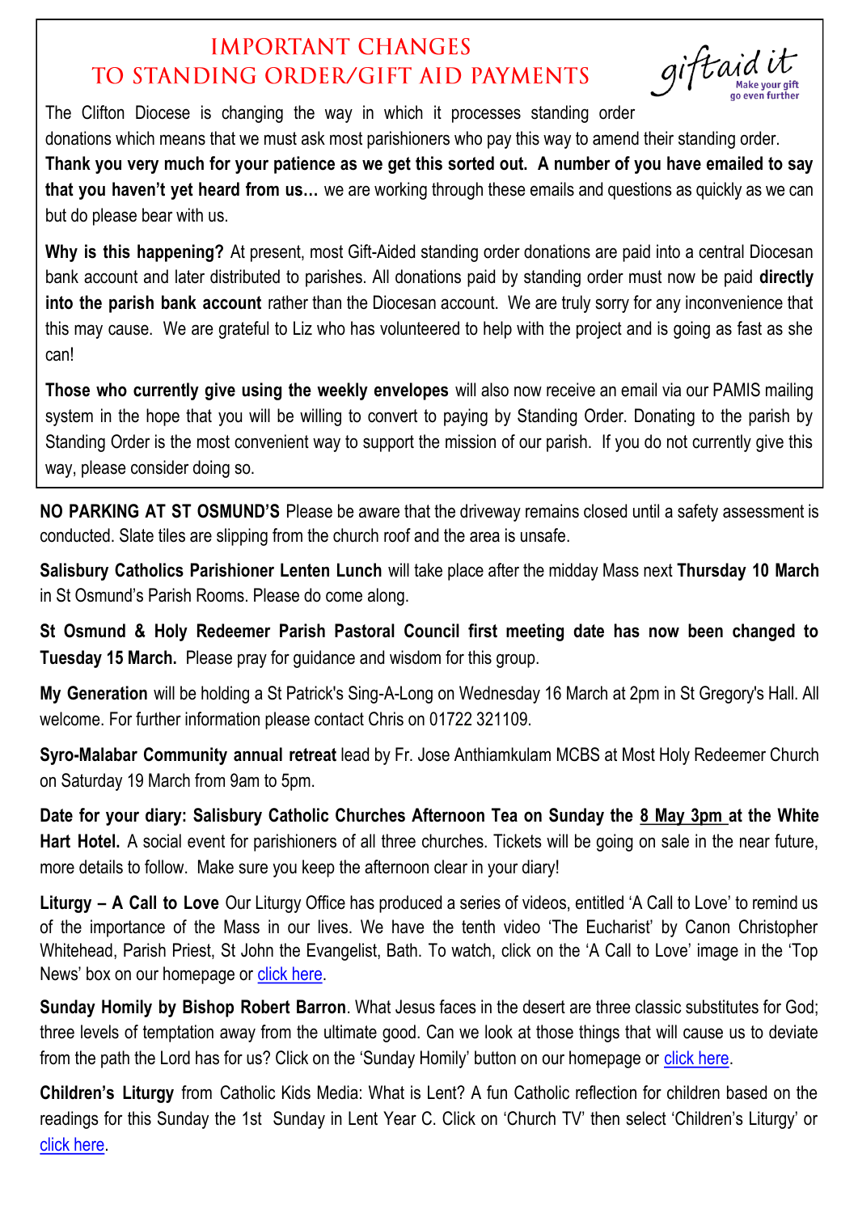## IMPORTANT CHANGES TO STANDING ORDER/GIFT AID PAYMENTS

giftaid it — Make your gift go even further

The Clifton Diocese is changing the way in which it processes standing order donations which means that we must ask most parishioners who pay this way to amend their standing order. **Thank you very much for your patience as we get this sorted out. A number of you have emailed to say that you haven't yet heard from us…** we are working through these emails and questions as quickly as we can but do please bear with us.

**Why is this happening?** At present, most Gift-Aided standing order donations are paid into a central Diocesan bank account and later distributed to parishes. All donations paid by standing order must now be paid **directly into the parish bank account** rather than the Diocesan account. We are truly sorry for any inconvenience that this may cause. We are grateful to Liz who has volunteered to help with the project and is going as fast as she can!

**Those who currently give using the weekly envelopes** will also now receive an email via our PAMIS mailing system in the hope that you will be willing to convert to paying by Standing Order. Donating to the parish by Standing Order is the most convenient way to support the mission of our parish. If you do not currently give this way, please consider doing so.

**NO PARKING AT ST OSMUND'S** Please be aware that the driveway remains closed until a safety assessment is conducted. Slate tiles are slipping from the church roof and the area is unsafe.

**Salisbury Catholics Parishioner Lenten Lunch** will take place after the midday Mass next **Thursday 10 March** in St Osmund's Parish Rooms. Please do come along.

**St Osmund & Holy Redeemer Parish Pastoral Council first meeting date has now been changed to Tuesday 15 March.** Please pray for guidance and wisdom for this group.

**My Generation** will be holding a St Patrick's Sing-A-Long on Wednesday 16 March at 2pm in St Gregory's Hall. All welcome. For further information please contact Chris on 01722 321109.

**Syro-Malabar Community annual retreat** lead by Fr. Jose Anthiamkulam MCBS at Most Holy Redeemer Church on Saturday 19 March from 9am to 5pm.

**Date for your diary: Salisbury Catholic Churches Afternoon Tea on Sunday the 8 May 3pm at the White Hart Hotel.** A social event for parishioners of all three churches. Tickets will be going on sale in the near future, more details to follow. Make sure you keep the afternoon clear in your diary!

**Liturgy – A Call to Love** Our Liturgy Office has produced a series of videos, entitled 'A Call to Love' to remind us of the importance of the Mass in our lives. We have the tenth video 'The Eucharist' by Canon Christopher Whitehead, Parish Priest, St John the Evangelist, Bath. To watch, click on the 'A Call to Love' image in the 'Top News' box on our homepage or click here.

**Sunday Homily by Bishop Robert Barron**. What Jesus faces in the desert are three classic substitutes for God; three levels of temptation away from the ultimate good. Can we look at those things that will cause us to deviate from the path the Lord has for us? Click on the 'Sunday Homily' button on our homepage or click here.

**Children's Liturgy** from Catholic Kids Media: What is Lent? A fun Catholic reflection for children based on the readings for this Sunday the 1st Sunday in Lent Year C. Click on 'Church TV' then select 'Children's Liturgy' or click here.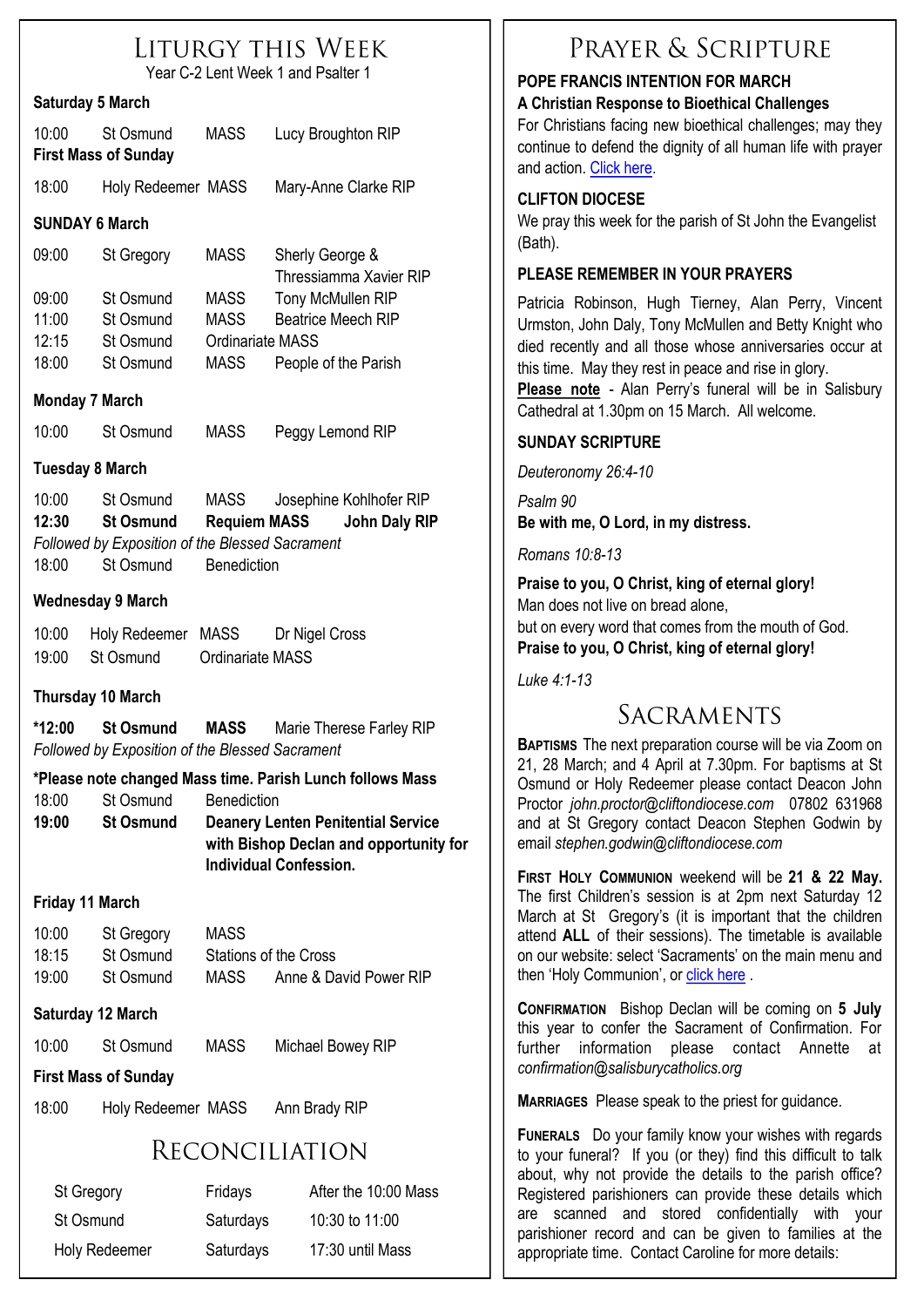# Liturgy this Week

Year C-2 Lent Week 1 and Psalter 1

### Saturday 5 March

| | | | |
|---|---|---|---|
| 10:00 | St Osmund | MASS | Lucy Broughton RIP |

**First Mass of Sunday**

| | | | |
|---|---|---|---|
| 18:00 | Holy Redeemer | MASS | Mary-Anne Clarke RIP |

### SUNDAY 6 March

| | | | |
|---|---|---|---|
| 09:00 | St Gregory | MASS | Sherly George & Thressiamma Xavier RIP |
| 09:00 | St Osmund | MASS | Tony McMullen RIP |
| 11:00 | St Osmund | MASS | Beatrice Meech RIP |
| 12:15 | St Osmund | Ordinariate MASS | |
| 18:00 | St Osmund | MASS | People of the Parish |

### Monday 7 March

| | | | |
|---|---|---|---|
| 10:00 | St Osmund | MASS | Peggy Lemond RIP |

### Tuesday 8 March

| | | | |
|---|---|---|---|
| 10:00 | St Osmund | MASS | Josephine Kohlhofer RIP |
| **12:30** | **St Osmund** | **Requiem MASS** | **John Daly RIP** |

*Followed by Exposition of the Blessed Sacrament*

| | | | |
|---|---|---|---|
| 18:00 | St Osmund | Benediction | |

### Wednesday 9 March

| | | | |
|---|---|---|---|
| 10:00 | Holy Redeemer | MASS | Dr Nigel Cross |
| 19:00 | St Osmund | Ordinariate MASS | |

### Thursday 10 March

| | | | |
|---|---|---|---|
| **\*12:00** | **St Osmund** | **MASS** | Marie Therese Farley RIP |

*Followed by Exposition of the Blessed Sacrament*

**\*Please note changed Mass time. Parish Lunch follows Mass**

| | | |
|---|---|---|
| 18:00 | St Osmund | Benediction |
| **19:00** | **St Osmund** | **Deanery Lenten Penitential Service with Bishop Declan and opportunity for Individual Confession.** |

### Friday 11 March

| | | | |
|---|---|---|---|
| 10:00 | St Gregory | MASS | |
| 18:15 | St Osmund | Stations of the Cross | |
| 19:00 | St Osmund | MASS | Anne & David Power RIP |

### Saturday 12 March

| | | | |
|---|---|---|---|
| 10:00 | St Osmund | MASS | Michael Bowey RIP |

**First Mass of Sunday**

| | | | |
|---|---|---|---|
| 18:00 | Holy Redeemer | MASS | Ann Brady RIP |

# Reconciliation

| | | |
|---|---|---|
| St Gregory | Fridays | After the 10:00 Mass |
| St Osmund | Saturdays | 10:30 to 11:00 |
| Holy Redeemer | Saturdays | 17:30 until Mass |

# Prayer & Scripture

### POPE FRANCIS INTENTION FOR MARCH

**A Christian Response to Bioethical Challenges**

For Christians facing new bioethical challenges; may they continue to defend the dignity of all human life with prayer and action. Click here.

### CLIFTON DIOCESE

We pray this week for the parish of St John the Evangelist (Bath).

### PLEASE REMEMBER IN YOUR PRAYERS

Patricia Robinson, Hugh Tierney, Alan Perry, Vincent Urmston, John Daly, Tony McMullen and Betty Knight who died recently and all those whose anniversaries occur at this time. May they rest in peace and rise in glory.

**Please note** - Alan Perry's funeral will be in Salisbury Cathedral at 1.30pm on 15 March. All welcome.

### SUNDAY SCRIPTURE

*Deuteronomy 26:4-10*

*Psalm 90*

**Be with me, O Lord, in my distress.**

*Romans 10:8-13*

**Praise to you, O Christ, king of eternal glory!**
Man does not live on bread alone,
but on every word that comes from the mouth of God.
**Praise to you, O Christ, king of eternal glory!**

*Luke 4:1-13*

# Sacraments

**Baptisms** The next preparation course will be via Zoom on 21, 28 March; and 4 April at 7.30pm. For baptisms at St Osmund or Holy Redeemer please contact Deacon John Proctor *john.proctor@cliftondiocese.com* 07802 631968 and at St Gregory contact Deacon Stephen Godwin by email *stephen.godwin@cliftondiocese.com*

**First Holy Communion** weekend will be **21 & 22 May.** The first Children's session is at 2pm next Saturday 12 March at St Gregory's (it is important that the children attend **ALL** of their sessions). The timetable is available on our website: select 'Sacraments' on the main menu and then 'Holy Communion', or click here .

**Confirmation** Bishop Declan will be coming on **5 July** this year to confer the Sacrament of Confirmation. For further information please contact Annette at *confirmation@salisburycatholics.org*

**Marriages** Please speak to the priest for guidance.

**Funerals** Do your family know your wishes with regards to your funeral? If you (or they) find this difficult to talk about, why not provide the details to the parish office? Registered parishioners can provide these details which are scanned and stored confidentially with your parishioner record and can be given to families at the appropriate time. Contact Caroline for more details: